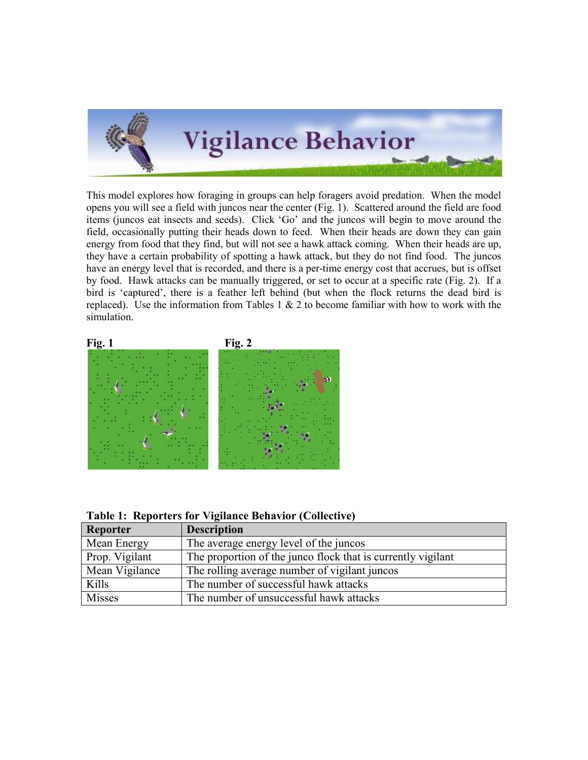# Vigilance Behavior

This model explores how foraging in groups can help foragers avoid predation. When the model opens you will see a field with juncos near the center (Fig. 1). Scattered around the field are food items (juncos eat insects and seeds). Click 'Go' and the juncos will begin to move around the field, occasionally putting their heads down to feed. When their heads are down they can gain energy from food that they find, but will not see a hawk attack coming. When their heads are up, they have a certain probability of spotting a hawk attack, but they do not find food. The juncos have an energy level that is recorded, and there is a per-time energy cost that accrues, but is offset by food. Hawk attacks can be manually triggered, or set to occur at a specific rate (Fig. 2). If a bird is 'captured', there is a feather left behind (but when the flock returns the dead bird is replaced). Use the information from Tables 1 & 2 to become familiar with how to work with the simulation.

**Fig. 1**

**Fig. 2**

**Table 1: Reporters for Vigilance Behavior (Collective)**

| Reporter | Description |
|---|---|
| Mean Energy | The average energy level of the juncos |
| Prop. Vigilant | The proportion of the junco flock that is currently vigilant |
| Mean Vigilance | The rolling average number of vigilant juncos |
| Kills | The number of successful hawk attacks |
| Misses | The number of unsuccessful hawk attacks |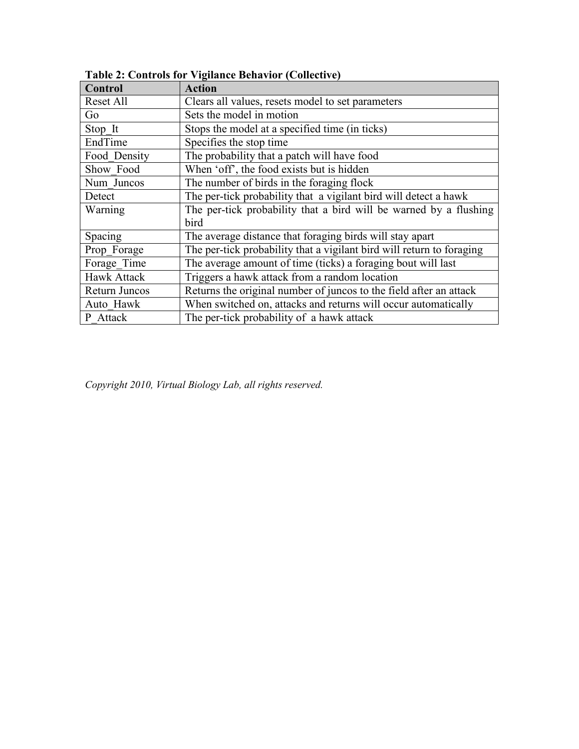**Table 2: Controls for Vigilance Behavior (Collective)**

| Control | Action |
| --- | --- |
| Reset All | Clears all values, resets model to set parameters |
| Go | Sets the model in motion |
| Stop_It | Stops the model at a specified time (in ticks) |
| EndTime | Specifies the stop time |
| Food_Density | The probability that a patch will have food |
| Show_Food | When 'off', the food exists but is hidden |
| Num_Juncos | The number of birds in the foraging flock |
| Detect | The per-tick probability that a vigilant bird will detect a hawk |
| Warning | The per-tick probability that a bird will be warned by a flushing bird |
| Spacing | The average distance that foraging birds will stay apart |
| Prop_Forage | The per-tick probability that a vigilant bird will return to foraging |
| Forage_Time | The average amount of time (ticks) a foraging bout will last |
| Hawk Attack | Triggers a hawk attack from a random location |
| Return Juncos | Returns the original number of juncos to the field after an attack |
| Auto_Hawk | When switched on, attacks and returns will occur automatically |
| P_Attack | The per-tick probability of a hawk attack |

*Copyright 2010, Virtual Biology Lab, all rights reserved.*